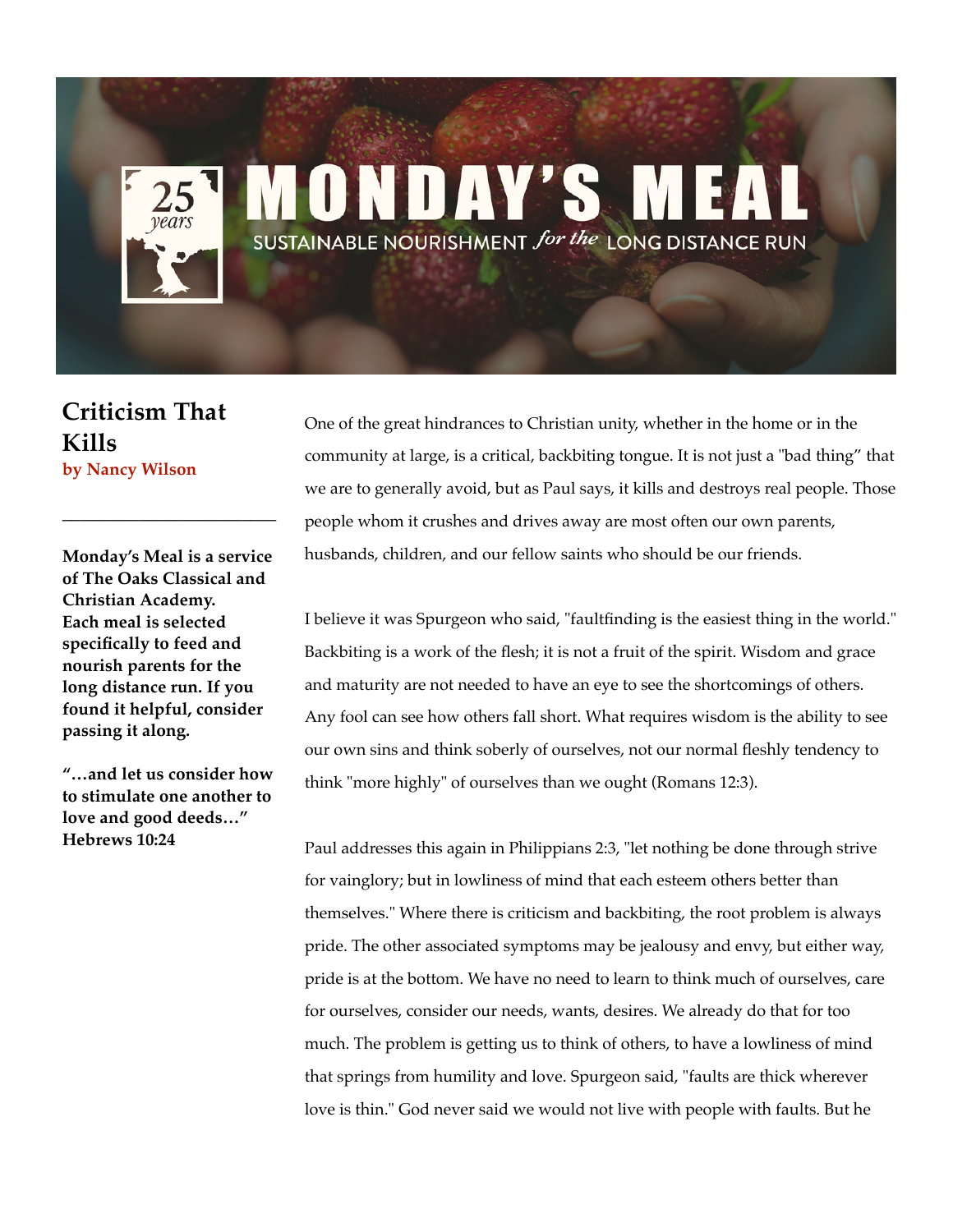# MONDAY'S MEAL

SUSTAINABLE NOURISHMENT *for the* LONG DISTANCE RUN

25 *years*

## Criticism That Kills

**by Nancy Wilson**

---

**Monday's Meal is a service of The Oaks Classical and Christian Academy. Each meal is selected specifically to feed and nourish parents for the long distance run. If you found it helpful, consider passing it along.**

**"…and let us consider how to stimulate one another to love and good deeds…" Hebrews 10:24**

One of the great hindrances to Christian unity, whether in the home or in the community at large, is a critical, backbiting tongue. It is not just a "bad thing" that we are to generally avoid, but as Paul says, it kills and destroys real people. Those people whom it crushes and drives away are most often our own parents, husbands, children, and our fellow saints who should be our friends.

I believe it was Spurgeon who said, "faultfinding is the easiest thing in the world." Backbiting is a work of the flesh; it is not a fruit of the spirit. Wisdom and grace and maturity are not needed to have an eye to see the shortcomings of others. Any fool can see how others fall short. What requires wisdom is the ability to see our own sins and think soberly of ourselves, not our normal fleshly tendency to think "more highly" of ourselves than we ought (Romans 12:3).

Paul addresses this again in Philippians 2:3, "let nothing be done through strive for vainglory; but in lowliness of mind that each esteem others better than themselves." Where there is criticism and backbiting, the root problem is always pride. The other associated symptoms may be jealousy and envy, but either way, pride is at the bottom. We have no need to learn to think much of ourselves, care for ourselves, consider our needs, wants, desires. We already do that for too much. The problem is getting us to think of others, to have a lowliness of mind that springs from humility and love. Spurgeon said, "faults are thick wherever love is thin." God never said we would not live with people with faults. But he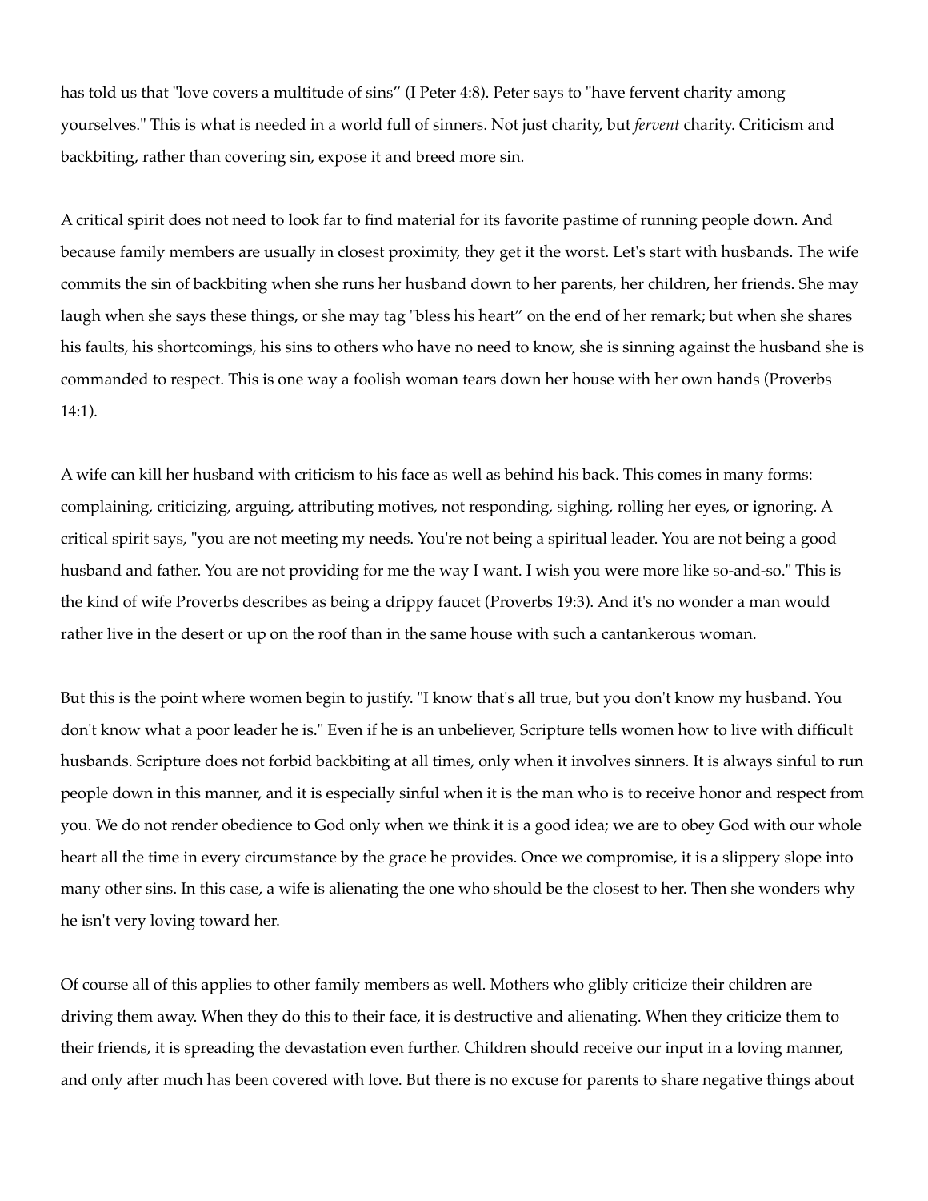has told us that "love covers a multitude of sins” (I Peter 4:8). Peter says to "have fervent charity among yourselves." This is what is needed in a world full of sinners. Not just charity, but *fervent* charity. Criticism and backbiting, rather than covering sin, expose it and breed more sin.

A critical spirit does not need to look far to find material for its favorite pastime of running people down. And because family members are usually in closest proximity, they get it the worst. Let's start with husbands. The wife commits the sin of backbiting when she runs her husband down to her parents, her children, her friends. She may laugh when she says these things, or she may tag "bless his heart” on the end of her remark; but when she shares his faults, his shortcomings, his sins to others who have no need to know, she is sinning against the husband she is commanded to respect. This is one way a foolish woman tears down her house with her own hands (Proverbs 14:1).

A wife can kill her husband with criticism to his face as well as behind his back. This comes in many forms: complaining, criticizing, arguing, attributing motives, not responding, sighing, rolling her eyes, or ignoring. A critical spirit says, "you are not meeting my needs. You're not being a spiritual leader. You are not being a good husband and father. You are not providing for me the way I want. I wish you were more like so-and-so." This is the kind of wife Proverbs describes as being a drippy faucet (Proverbs 19:3). And it's no wonder a man would rather live in the desert or up on the roof than in the same house with such a cantankerous woman.

But this is the point where women begin to justify. "I know that's all true, but you don't know my husband. You don't know what a poor leader he is." Even if he is an unbeliever, Scripture tells women how to live with difficult husbands. Scripture does not forbid backbiting at all times, only when it involves sinners. It is always sinful to run people down in this manner, and it is especially sinful when it is the man who is to receive honor and respect from you. We do not render obedience to God only when we think it is a good idea; we are to obey God with our whole heart all the time in every circumstance by the grace he provides. Once we compromise, it is a slippery slope into many other sins. In this case, a wife is alienating the one who should be the closest to her. Then she wonders why he isn't very loving toward her.

Of course all of this applies to other family members as well. Mothers who glibly criticize their children are driving them away. When they do this to their face, it is destructive and alienating. When they criticize them to their friends, it is spreading the devastation even further. Children should receive our input in a loving manner, and only after much has been covered with love. But there is no excuse for parents to share negative things about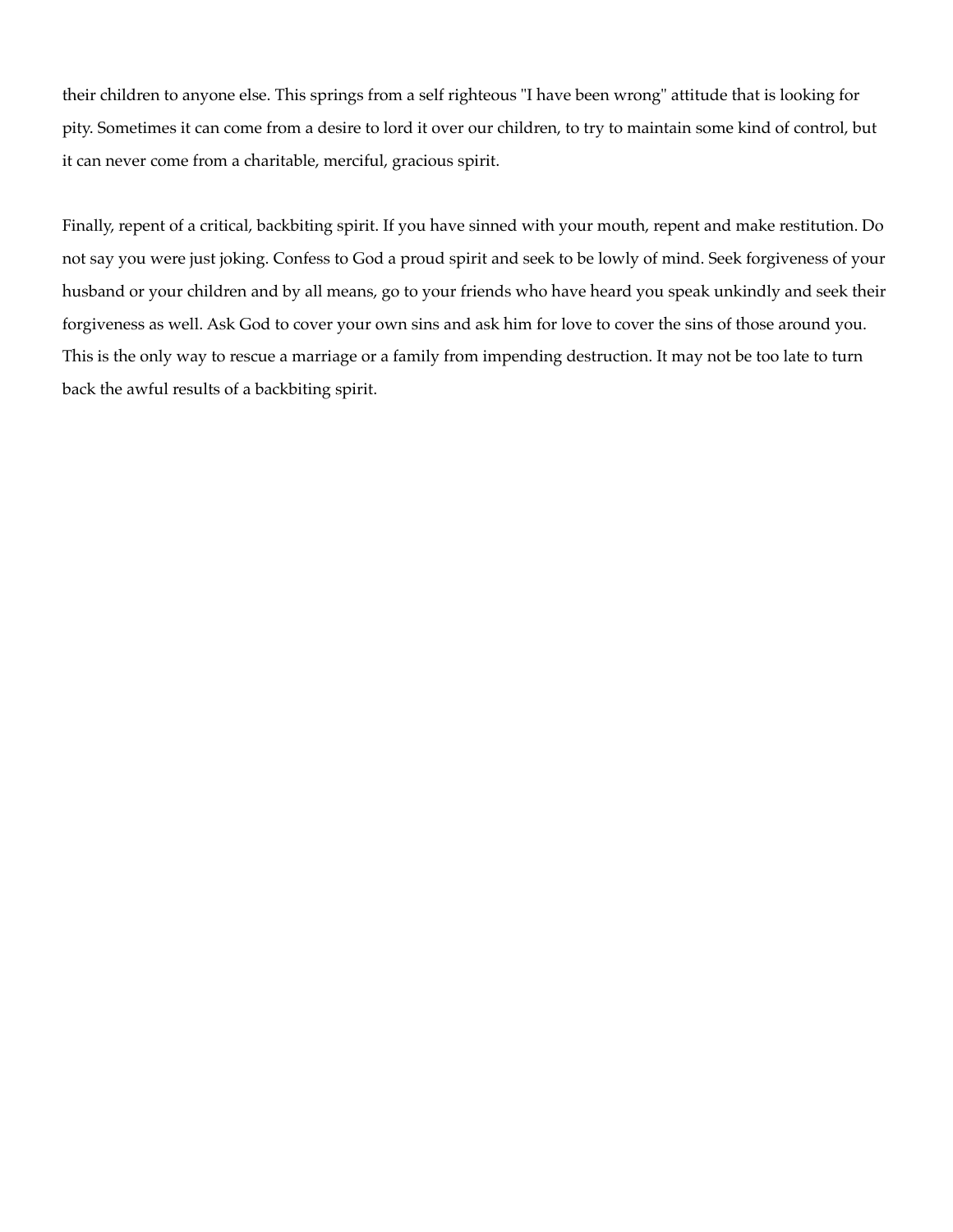their children to anyone else. This springs from a self righteous "I have been wrong" attitude that is looking for pity. Sometimes it can come from a desire to lord it over our children, to try to maintain some kind of control, but it can never come from a charitable, merciful, gracious spirit.

Finally, repent of a critical, backbiting spirit. If you have sinned with your mouth, repent and make restitution. Do not say you were just joking. Confess to God a proud spirit and seek to be lowly of mind. Seek forgiveness of your husband or your children and by all means, go to your friends who have heard you speak unkindly and seek their forgiveness as well. Ask God to cover your own sins and ask him for love to cover the sins of those around you. This is the only way to rescue a marriage or a family from impending destruction. It may not be too late to turn back the awful results of a backbiting spirit.